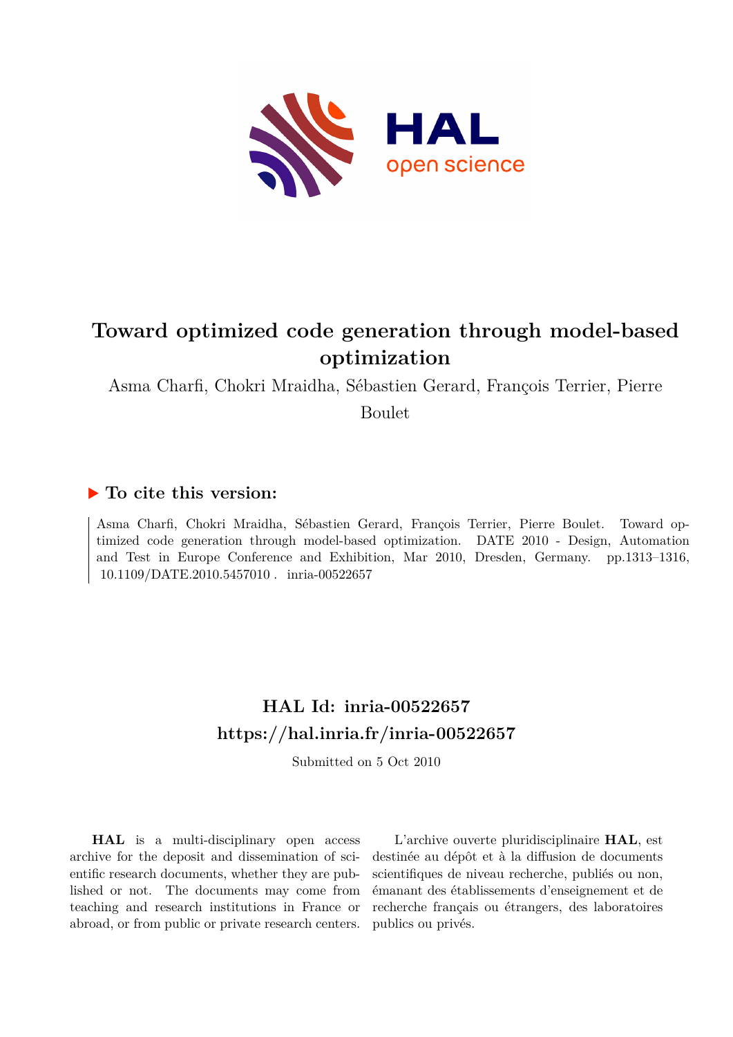# Toward optimized code generation through model-based optimization

Asma Charfi, Chokri Mraidha, Sébastien Gerard, François Terrier, Pierre Boulet

## ▶ To cite this version:

Asma Charfi, Chokri Mraidha, Sébastien Gerard, François Terrier, Pierre Boulet. Toward optimized code generation through model-based optimization. DATE 2010 - Design, Automation and Test in Europe Conference and Exhibition, Mar 2010, Dresden, Germany. pp.1313–1316, 10.1109/DATE.2010.5457010. inria-00522657

## HAL Id: inria-00522657
## https://hal.inria.fr/inria-00522657

Submitted on 5 Oct 2010

**HAL** is a multi-disciplinary open access archive for the deposit and dissemination of scientific research documents, whether they are published or not. The documents may come from teaching and research institutions in France or abroad, or from public or private research centers.

L'archive ouverte pluridisciplinaire **HAL**, est destinée au dépôt et à la diffusion de documents scientifiques de niveau recherche, publiés ou non, émanant des établissements d'enseignement et de recherche français ou étrangers, des laboratoires publics ou privés.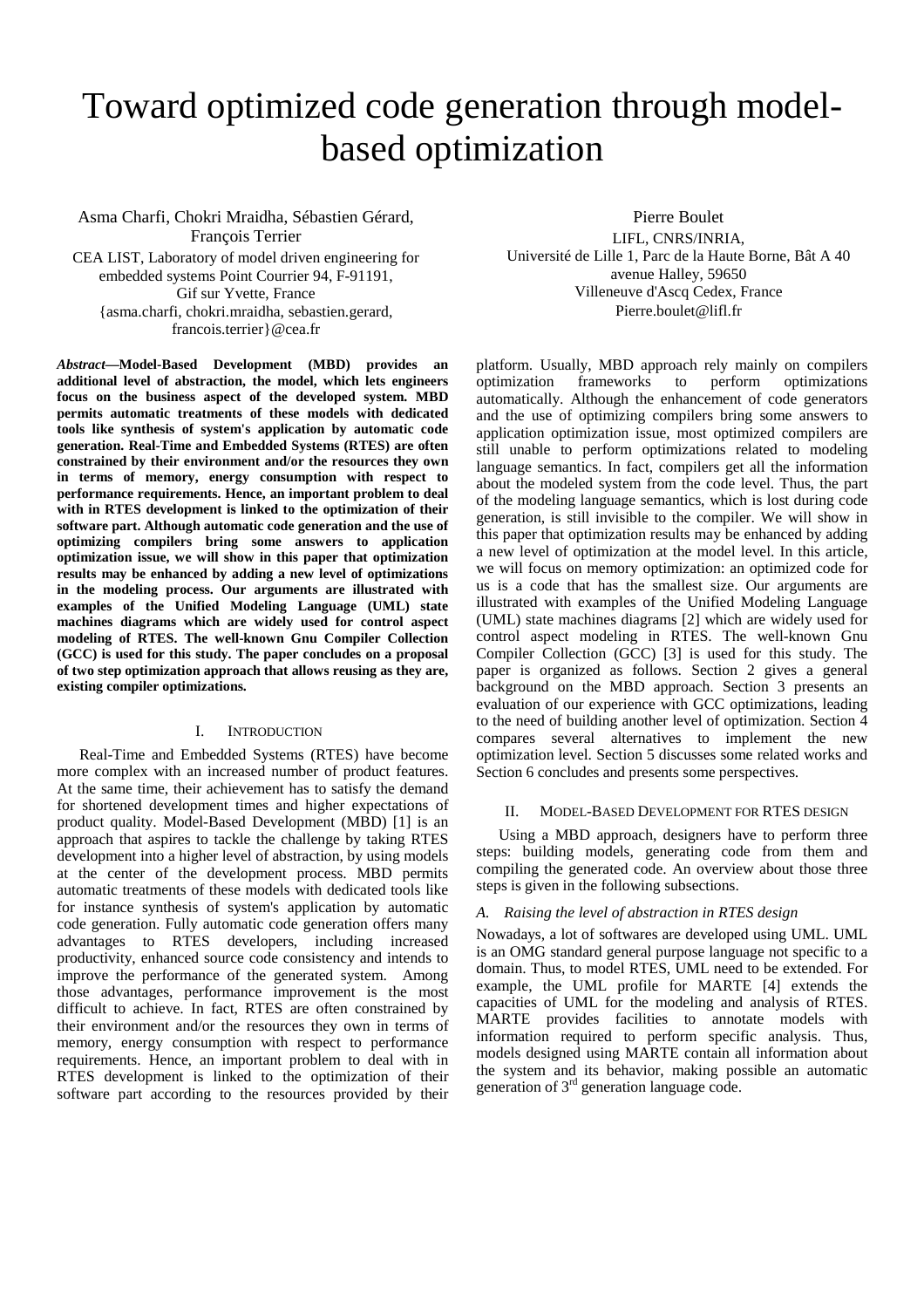// Toward optimized code generation through model-based optimization

Asma Charfi, Chokri Mraidha, Sébastien Gérard, François Terrier

CEA LIST, Laboratory of model driven engineering for embedded systems Point Courrier 94, F-91191, Gif sur Yvette, France

{asma.charfi, chokri.mraidha, sebastien.gerard, francois.terrier}@cea.fr

Pierre Boulet

LIFL, CNRS/INRIA, Université de Lille 1, Parc de la Haute Borne, Bât A 40 avenue Halley, 59650 Villeneuve d'Ascq Cedex, France

Pierre.boulet@lifl.fr

***Abstract*—Model-Based Development (MBD) provides an additional level of abstraction, the model, which lets engineers focus on the business aspect of the developed system. MBD permits automatic treatments of these models with dedicated tools like synthesis of system's application by automatic code generation. Real-Time and Embedded Systems (RTES) are often constrained by their environment and/or the resources they own in terms of memory, energy consumption with respect to performance requirements. Hence, an important problem to deal with in RTES development is linked to the optimization of their software part. Although automatic code generation and the use of optimizing compilers bring some answers to application optimization issue, we will show in this paper that optimization results may be enhanced by adding a new level of optimizations in the modeling process. Our arguments are illustrated with examples of the Unified Modeling Language (UML) state machines diagrams which are widely used for control aspect modeling of RTES. The well-known Gnu Compiler Collection (GCC) is used for this study. The paper concludes on a proposal of two step optimization approach that allows reusing as they are, existing compiler optimizations.**

## I. Introduction

Real-Time and Embedded Systems (RTES) have become more complex with an increased number of product features. At the same time, their achievement has to satisfy the demand for shortened development times and higher expectations of product quality. Model-Based Development (MBD) [1] is an approach that aspires to tackle the challenge by taking RTES development into a higher level of abstraction, by using models at the center of the development process. MBD permits automatic treatments of these models with dedicated tools like for instance synthesis of system's application by automatic code generation. Fully automatic code generation offers many advantages to RTES developers, including increased productivity, enhanced source code consistency and intends to improve the performance of the generated system. Among those advantages, performance improvement is the most difficult to achieve. In fact, RTES are often constrained by their environment and/or the resources they own in terms of memory, energy consumption with respect to performance requirements. Hence, an important problem to deal with in RTES development is linked to the optimization of their software part according to the resources provided by their platform. Usually, MBD approach rely mainly on compilers optimization frameworks to perform optimizations automatically. Although the enhancement of code generators and the use of optimizing compilers bring some answers to application optimization issue, most optimized compilers are still unable to perform optimizations related to modeling language semantics. In fact, compilers get all the information about the modeled system from the code level. Thus, the part of the modeling language semantics, which is lost during code generation, is still invisible to the compiler. We will show in this paper that optimization results may be enhanced by adding a new level of optimization at the model level. In this article, we will focus on memory optimization: an optimized code for us is a code that has the smallest size. Our arguments are illustrated with examples of the Unified Modeling Language (UML) state machines diagrams [2] which are widely used for control aspect modeling in RTES. The well-known Gnu Compiler Collection (GCC) [3] is used for this study. The paper is organized as follows. Section 2 gives a general background on the MBD approach. Section 3 presents an evaluation of our experience with GCC optimizations, leading to the need of building another level of optimization. Section 4 compares several alternatives to implement the new optimization level. Section 5 discusses some related works and Section 6 concludes and presents some perspectives.

## II. Model-Based Development for RTES design

Using a MBD approach, designers have to perform three steps: building models, generating code from them and compiling the generated code. An overview about those three steps is given in the following subsections.

### *A. Raising the level of abstraction in RTES design*

Nowadays, a lot of softwares are developed using UML. UML is an OMG standard general purpose language not specific to a domain. Thus, to model RTES, UML need to be extended. For example, the UML profile for MARTE [4] extends the capacities of UML for the modeling and analysis of RTES. MARTE provides facilities to annotate models with information required to perform specific analysis. Thus, models designed using MARTE contain all information about the system and its behavior, making possible an automatic generation of 3rd generation language code.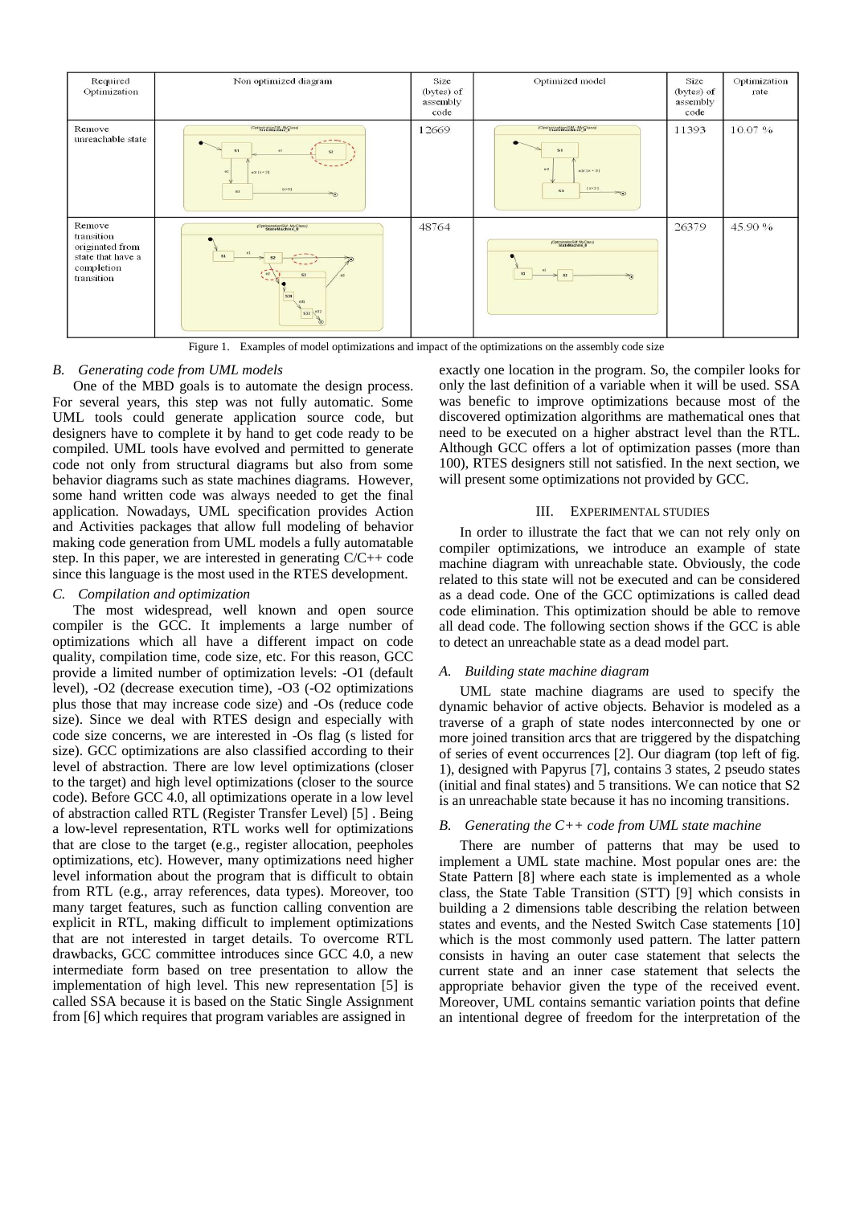| Required Optimization | Non optimized diagram | Size (bytes) of assembly code | Optimized model | Size (bytes) of assembly code | Optimization rate |
|---|---|---|---|---|---|
| Remove unreachable state | | 12669 | | 11393 | 10.07 % |
| Remove transition originated from state that have a completion transition | | 48764 | | 26379 | 45.90 % |

Figure 1. Examples of model optimizations and impact of the optimizations on the assembly code size

### *B. Generating code from UML models*

One of the MBD goals is to automate the design process. For several years, this step was not fully automatic. Some UML tools could generate application source code, but designers have to complete it by hand to get code ready to be compiled. UML tools have evolved and permitted to generate code not only from structural diagrams but also from some behavior diagrams such as state machines diagrams. However, some hand written code was always needed to get the final application. Nowadays, UML specification provides Action and Activities packages that allow full modeling of behavior making code generation from UML models a fully automatable step. In this paper, we are interested in generating C/C++ code since this language is the most used in the RTES development.

### *C. Compilation and optimization*

The most widespread, well known and open source compiler is the GCC. It implements a large number of optimizations which all have a different impact on code quality, compilation time, code size, etc. For this reason, GCC provide a limited number of optimization levels: -O1 (default level), -O2 (decrease execution time), -O3 (-O2 optimizations plus those that may increase code size) and -Os (reduce code size). Since we deal with RTES design and especially with code size concerns, we are interested in -Os flag (s listed for size). GCC optimizations are also classified according to their level of abstraction. There are low level optimizations (closer to the target) and high level optimizations (closer to the source code). Before GCC 4.0, all optimizations operate in a low level of abstraction called RTL (Register Transfer Level) [5] . Being a low-level representation, RTL works well for optimizations that are close to the target (e.g., register allocation, peepholes optimizations, etc). However, many optimizations need higher level information about the program that is difficult to obtain from RTL (e.g., array references, data types). Moreover, too many target features, such as function calling convention are explicit in RTL, making difficult to implement optimizations that are not interested in target details. To overcome RTL drawbacks, GCC committee introduces since GCC 4.0, a new intermediate form based on tree presentation to allow the implementation of high level. This new representation [5] is called SSA because it is based on the Static Single Assignment from [6] which requires that program variables are assigned in exactly one location in the program. So, the compiler looks for only the last definition of a variable when it will be used. SSA was benefic to improve optimizations because most of the discovered optimization algorithms are mathematical ones that need to be executed on a higher abstract level than the RTL. Although GCC offers a lot of optimization passes (more than 100), RTES designers still not satisfied. In the next section, we will present some optimizations not provided by GCC.

## III. Experimental studies

In order to illustrate the fact that we can not rely only on compiler optimizations, we introduce an example of state machine diagram with unreachable state. Obviously, the code related to this state will not be executed and can be considered as a dead code. One of the GCC optimizations is called dead code elimination. This optimization should be able to remove all dead code. The following section shows if the GCC is able to detect an unreachable state as a dead model part.

### *A. Building state machine diagram*

UML state machine diagrams are used to specify the dynamic behavior of active objects. Behavior is modeled as a traverse of a graph of state nodes interconnected by one or more joined transition arcs that are triggered by the dispatching of series of event occurrences [2]. Our diagram (top left of fig. 1), designed with Papyrus [7], contains 3 states, 2 pseudo states (initial and final states) and 5 transitions. We can notice that S2 is an unreachable state because it has no incoming transitions.

### *B. Generating the C++ code from UML state machine*

There are number of patterns that may be used to implement a UML state machine. Most popular ones are: the State Pattern [8] where each state is implemented as a whole class, the State Table Transition (STT) [9] which consists in building a 2 dimensions table describing the relation between states and events, and the Nested Switch Case statements [10] which is the most commonly used pattern. The latter pattern consists in having an outer case statement that selects the current state and an inner case statement that selects the appropriate behavior given the type of the received event. Moreover, UML contains semantic variation points that define an intentional degree of freedom for the interpretation of the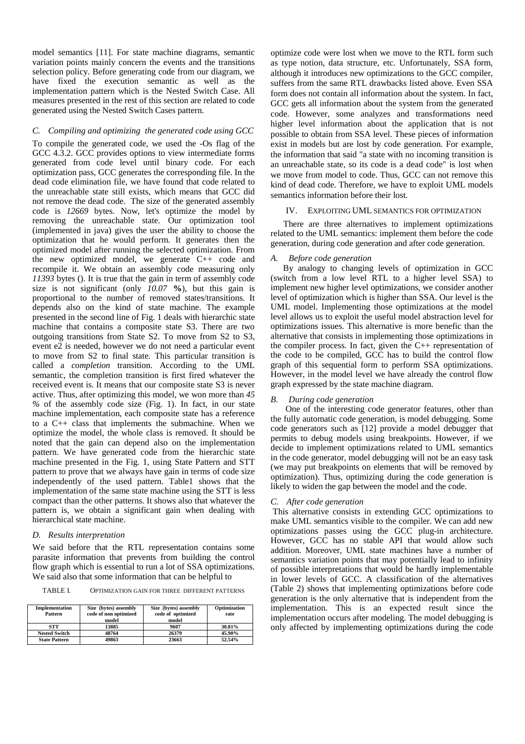model semantics [11]. For state machine diagrams, semantic variation points mainly concern the events and the transitions selection policy. Before generating code from our diagram, we have fixed the execution semantic as well as the implementation pattern which is the Nested Switch Case. All measures presented in the rest of this section are related to code generated using the Nested Switch Cases pattern.

### *C. Compiling and optimizing the generated code using GCC*

To compile the generated code, we used the -Os flag of the GCC 4.3.2. GCC provides options to view intermediate forms generated from code level until binary code. For each optimization pass, GCC generates the corresponding file. In the dead code elimination file, we have found that code related to the unreachable state still exists, which means that GCC did not remove the dead code. The size of the generated assembly code is *12669* bytes. Now, let's optimize the model by removing the unreachable state. Our optimization tool (implemented in java) gives the user the ability to choose the optimization that he would perform. It generates then the optimized model after running the selected optimization. From the new optimized model, we generate C++ code and recompile it. We obtain an assembly code measuring only *11393* bytes (). It is true that the gain in term of assembly code size is not significant (only *10.07* **%**), but this gain is proportional to the number of removed states/transitions. It depends also on the kind of state machine. The example presented in the second line of Fig. 1 deals with hierarchic state machine that contains a composite state S3. There are two outgoing transitions from State S2. To move from S2 to S3, event e2 is needed, however we do not need a particular event to move from S2 to final state. This particular transition is called a *completion* transition. According to the UML semantic, the completion transition is first fired whatever the received event is. It means that our composite state S3 is never active. Thus, after optimizing this model, we won more than *45 %* of the assembly code size (Fig. 1). In fact, in our state machine implementation, each composite state has a reference to a C++ class that implements the submachine. When we optimize the model, the whole class is removed. It should be noted that the gain can depend also on the implementation pattern. We have generated code from the hierarchic state machine presented in the Fig. 1, using State Pattern and STT pattern to prove that we always have gain in terms of code size independently of the used pattern. Table1 shows that the implementation of the same state machine using the STT is less compact than the other patterns. It shows also that whatever the pattern is, we obtain a significant gain when dealing with hierarchical state machine.

### *D. Results interpretation*

We said before that the RTL representation contains some parasite information that prevents from building the control flow graph which is essential to run a lot of SSA optimizations. We said also that some information that can be helpful to optimize code were lost when we move to the RTL form such as type notion, data structure, etc. Unfortunately, SSA form, although it introduces new optimizations to the GCC compiler, suffers from the same RTL drawbacks listed above. Even SSA form does not contain all information about the system. In fact, GCC gets all information about the system from the generated code. However, some analyzes and transformations need higher level information about the application that is not possible to obtain from SSA level. These pieces of information exist in models but are lost by code generation. For example, the information that said "a state with no incoming transition is an unreachable state, so its code is a dead code" is lost when we move from model to code. Thus, GCC can not remove this kind of dead code. Therefore, we have to exploit UML models semantics information before their lost.

TABLE I. OPTIMIZATION GAIN FOR THREE DIFFERENT PATTERNS

| Implementation Pattern | Size (bytes) assembly code of non optimized model | Size (bytes) assembly code of optimized model | Optimization rate |
|---|---|---|---|
| STT | 13885 | 9607 | 30.81% |
| Nested Switch | 48764 | 26379 | 45.90% |
| State Pattern | 49863 | 23663 | 52.54% |

## IV. EXPLOITING UML SEMANTICS FOR OPTIMIZATION

There are three alternatives to implement optimizations related to the UML semantics: implement them before the code generation, during code generation and after code generation.

### *A. Before code generation*

By analogy to changing levels of optimization in GCC (switch from a low level RTL to a higher level SSA) to implement new higher level optimizations, we consider another level of optimization which is higher than SSA. Our level is the UML model. Implementing those optimizations at the model level allows us to exploit the useful model abstraction level for optimizations issues. This alternative is more benefic than the alternative that consists in implementing those optimizations in the compiler process. In fact, given the C++ representation of the code to be compiled, GCC has to build the control flow graph of this sequential form to perform SSA optimizations. However, in the model level we have already the control flow graph expressed by the state machine diagram.

### *B. During code generation*

One of the interesting code generator features, other than the fully automatic code generation, is model debugging. Some code generators such as [12] provide a model debugger that permits to debug models using breakpoints. However, if we decide to implement optimizations related to UML semantics in the code generator, model debugging will not be an easy task (we may put breakpoints on elements that will be removed by optimization). Thus, optimizing during the code generation is likely to widen the gap between the model and the code.

### *C. After code generation*

This alternative consists in extending GCC optimizations to make UML semantics visible to the compiler. We can add new optimizations passes using the GCC plug-in architecture. However, GCC has no stable API that would allow such addition. Moreover, UML state machines have a number of semantics variation points that may potentially lead to infinity of possible interpretations that would be hardly implementable in lower levels of GCC. A classification of the alternatives (Table 2) shows that implementing optimizations before code generation is the only alternative that is independent from the implementation. This is an expected result since the implementation occurs after modeling. The model debugging is only affected by implementing optimizations during the code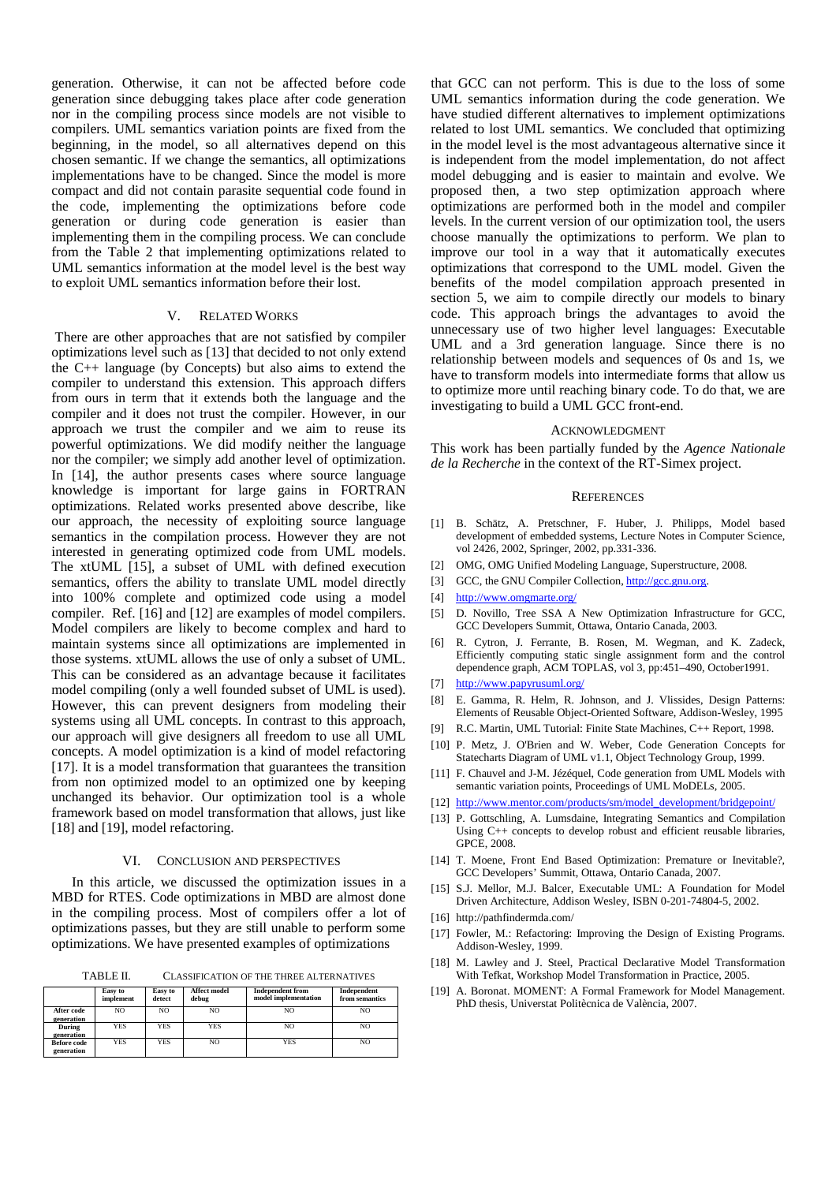generation. Otherwise, it can not be affected before code generation since debugging takes place after code generation nor in the compiling process since models are not visible to compilers. UML semantics variation points are fixed from the beginning, in the model, so all alternatives depend on this chosen semantic. If we change the semantics, all optimizations implementations have to be changed. Since the model is more compact and did not contain parasite sequential code found in the code, implementing the optimizations before code generation or during code generation is easier than implementing them in the compiling process. We can conclude from the Table 2 that implementing optimizations related to UML semantics information at the model level is the best way to exploit UML semantics information before their lost.

## V. Related Works

There are other approaches that are not satisfied by compiler optimizations level such as [13] that decided to not only extend the C++ language (by Concepts) but also aims to extend the compiler to understand this extension. This approach differs from ours in term that it extends both the language and the compiler and it does not trust the compiler. However, in our approach we trust the compiler and we aim to reuse its powerful optimizations. We did modify neither the language nor the compiler; we simply add another level of optimization. In [14], the author presents cases where source language knowledge is important for large gains in FORTRAN optimizations. Related works presented above describe, like our approach, the necessity of exploiting source language semantics in the compilation process. However they are not interested in generating optimized code from UML models. The xtUML [15], a subset of UML with defined execution semantics, offers the ability to translate UML model directly into 100% complete and optimized code using a model compiler. Ref. [16] and [12] are examples of model compilers. Model compilers are likely to become complex and hard to maintain systems since all optimizations are implemented in those systems. xtUML allows the use of only a subset of UML. This can be considered as an advantage because it facilitates model compiling (only a well founded subset of UML is used). However, this can prevent designers from modeling their systems using all UML concepts. In contrast to this approach, our approach will give designers all freedom to use all UML concepts. A model optimization is a kind of model refactoring [17]. It is a model transformation that guarantees the transition from non optimized model to an optimized one by keeping unchanged its behavior. Our optimization tool is a whole framework based on model transformation that allows, just like [18] and [19], model refactoring.

## VI. Conclusion and Perspectives

In this article, we discussed the optimization issues in a MBD for RTES. Code optimizations in MBD are almost done in the compiling process. Most of compilers offer a lot of optimizations passes, but they are still unable to perform some optimizations. We have presented examples of optimizations

TABLE II. Classification of the three alternatives

| | Easy to implement | Easy to detect | Affect model debug | Independent from model implementation | Independent from semantics |
|---|---|---|---|---|---|
| After code generation | NO | NO | NO | NO | NO |
| During generation | YES | YES | YES | NO | NO |
| Before code generation | YES | YES | NO | YES | NO |

that GCC can not perform. This is due to the loss of some UML semantics information during the code generation. We have studied different alternatives to implement optimizations related to lost UML semantics. We concluded that optimizing in the model level is the most advantageous alternative since it is independent from the model implementation, do not affect model debugging and is easier to maintain and evolve. We proposed then, a two step optimization approach where optimizations are performed both in the model and compiler levels. In the current version of our optimization tool, the users choose manually the optimizations to perform. We plan to improve our tool in a way that it automatically executes optimizations that correspond to the UML model. Given the benefits of the model compilation approach presented in section 5, we aim to compile directly our models to binary code. This approach brings the advantages to avoid the unnecessary use of two higher level languages: Executable UML and a 3rd generation language. Since there is no relationship between models and sequences of 0s and 1s, we have to transform models into intermediate forms that allow us to optimize more until reaching binary code. To do that, we are investigating to build a UML GCC front-end.

## Acknowledgment

This work has been partially funded by the *Agence Nationale de la Recherche* in the context of the RT-Simex project.

## References

[1] B. Schätz, A. Pretschner, F. Huber, J. Philipps, Model based development of embedded systems, Lecture Notes in Computer Science, vol 2426, 2002, Springer, 2002, pp.331-336.

[2] OMG, OMG Unified Modeling Language, Superstructure, 2008.

[3] GCC, the GNU Compiler Collection, http://gcc.gnu.org.

[4] http://www.omgmarte.org/

[5] D. Novillo, Tree SSA A New Optimization Infrastructure for GCC, GCC Developers Summit, Ottawa, Ontario Canada, 2003.

[6] R. Cytron, J. Ferrante, B. Rosen, M. Wegman, and K. Zadeck, Efficiently computing static single assignment form and the control dependence graph, ACM TOPLAS, vol 3, pp:451–490, October1991.

[7] http://www.papyrusuml.org/

[8] E. Gamma, R. Helm, R. Johnson, and J. Vlissides, Design Patterns: Elements of Reusable Object-Oriented Software, Addison-Wesley, 1995

[9] R.C. Martin, UML Tutorial: Finite State Machines, C++ Report, 1998.

[10] P. Metz, J. O'Brien and W. Weber, Code Generation Concepts for Statecharts Diagram of UML v1.1, Object Technology Group, 1999.

[11] F. Chauvel and J-M. Jézéquel, Code generation from UML Models with semantic variation points, Proceedings of UML MoDELs, 2005.

[12] http://www.mentor.com/products/sm/model_development/bridgepoint/

[13] P. Gottschling, A. Lumsdaine, Integrating Semantics and Compilation Using C++ concepts to develop robust and efficient reusable libraries, GPCE, 2008.

[14] T. Moene, Front End Based Optimization: Premature or Inevitable?, GCC Developers' Summit, Ottawa, Ontario Canada, 2007.

[15] S.J. Mellor, M.J. Balcer, Executable UML: A Foundation for Model Driven Architecture, Addison Wesley, ISBN 0-201-74804-5, 2002.

[16] http://pathfindermda.com/

[17] Fowler, M.: Refactoring: Improving the Design of Existing Programs. Addison-Wesley, 1999.

[18] M. Lawley and J. Steel, Practical Declarative Model Transformation With Tefkat, Workshop Model Transformation in Practice, 2005.

[19] A. Boronat. MOMENT: A Formal Framework for Model Management. PhD thesis, Universtat Politècnica de València, 2007.